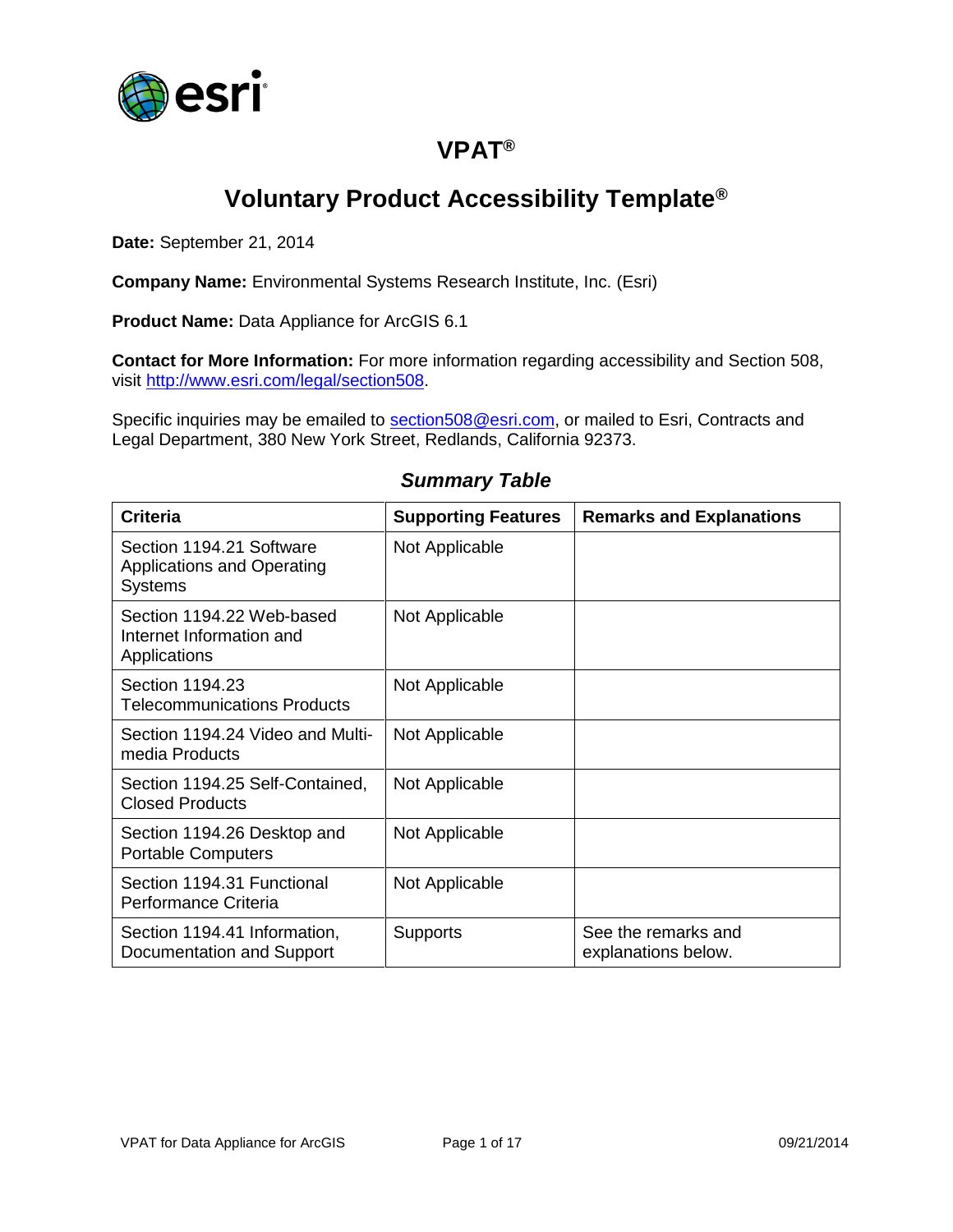# VPAT®

# Voluntary Product Accessibility Template®

**Date:** September 21, 2014

**Company Name:** Environmental Systems Research Institute, Inc. (Esri)

**Product Name:** Data Appliance for ArcGIS 6.1

**Contact for More Information:** For more information regarding accessibility and Section 508, visit http://www.esri.com/legal/section508.

Specific inquiries may be emailed to section508@esri.com, or mailed to Esri, Contracts and Legal Department, 380 New York Street, Redlands, California 92373.

### *Summary Table*

| Criteria | Supporting Features | Remarks and Explanations |
|---|---|---|
| Section 1194.21 Software Applications and Operating Systems | Not Applicable | |
| Section 1194.22 Web-based Internet Information and Applications | Not Applicable | |
| Section 1194.23 Telecommunications Products | Not Applicable | |
| Section 1194.24 Video and Multi-media Products | Not Applicable | |
| Section 1194.25 Self-Contained, Closed Products | Not Applicable | |
| Section 1194.26 Desktop and Portable Computers | Not Applicable | |
| Section 1194.31 Functional Performance Criteria | Not Applicable | |
| Section 1194.41 Information, Documentation and Support | Supports | See the remarks and explanations below. |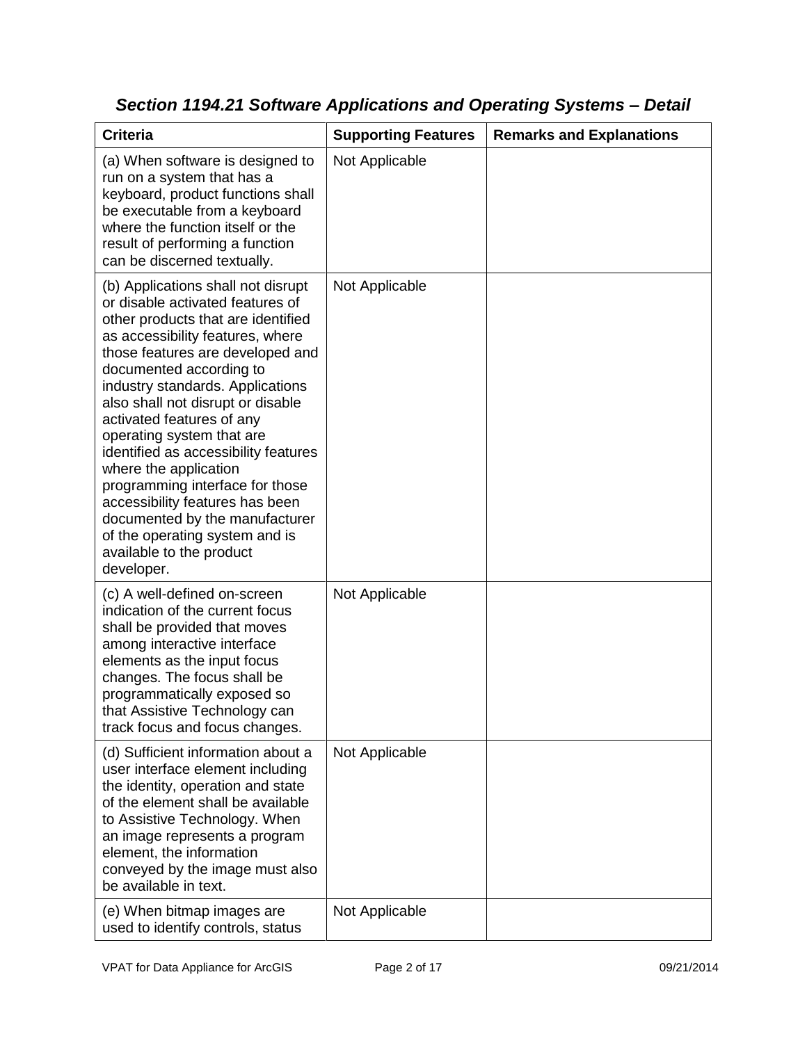### *Section 1194.21 Software Applications and Operating Systems – Detail*

| Criteria | Supporting Features | Remarks and Explanations |
|---|---|---|
| (a) When software is designed to run on a system that has a keyboard, product functions shall be executable from a keyboard where the function itself or the result of performing a function can be discerned textually. | Not Applicable | |
| (b) Applications shall not disrupt or disable activated features of other products that are identified as accessibility features, where those features are developed and documented according to industry standards. Applications also shall not disrupt or disable activated features of any operating system that are identified as accessibility features where the application programming interface for those accessibility features has been documented by the manufacturer of the operating system and is available to the product developer. | Not Applicable | |
| (c) A well-defined on-screen indication of the current focus shall be provided that moves among interactive interface elements as the input focus changes. The focus shall be programmatically exposed so that Assistive Technology can track focus and focus changes. | Not Applicable | |
| (d) Sufficient information about a user interface element including the identity, operation and state of the element shall be available to Assistive Technology. When an image represents a program element, the information conveyed by the image must also be available in text. | Not Applicable | |
| (e) When bitmap images are used to identify controls, status | Not Applicable | |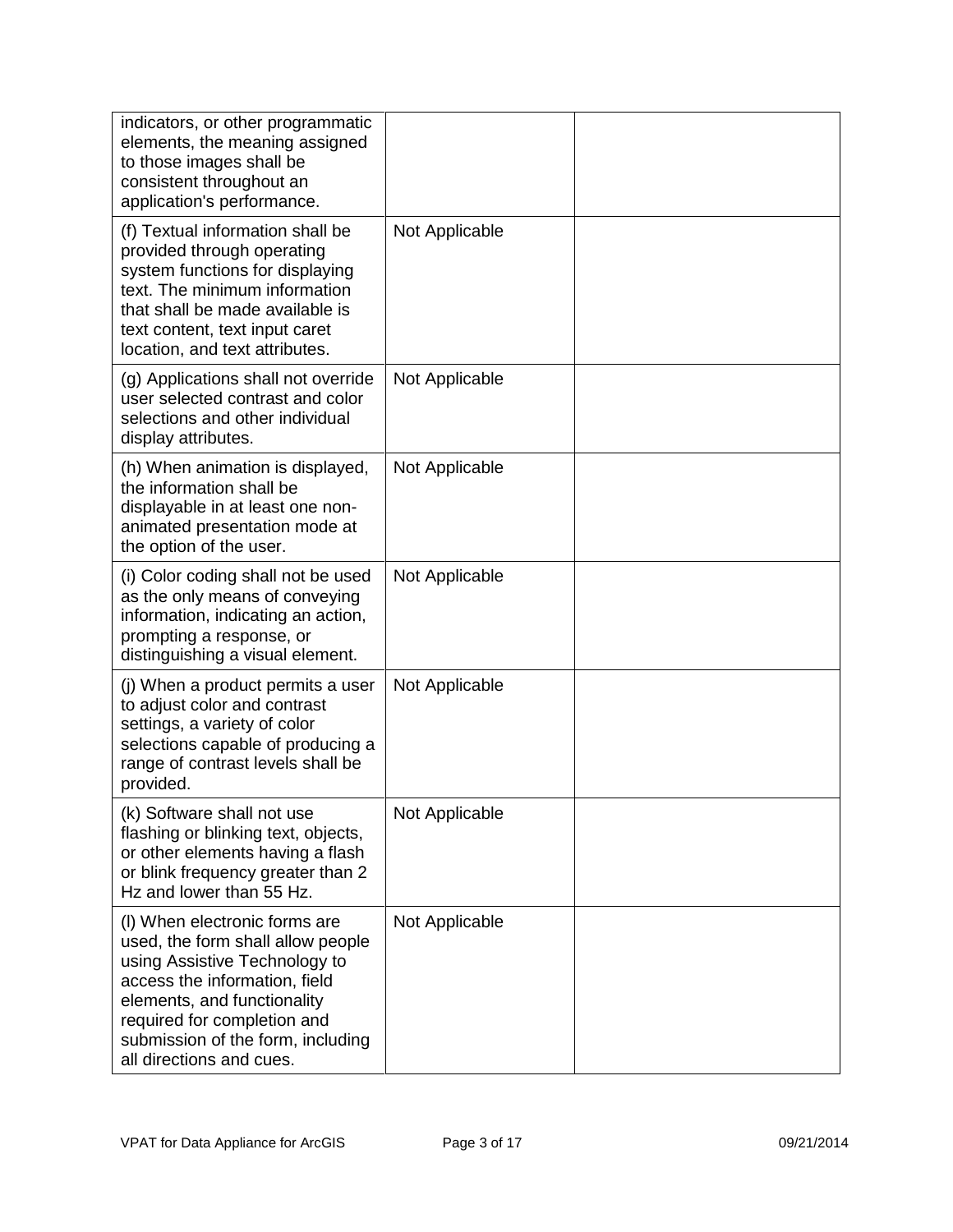| | | |
|---|---|---|
| indicators, or other programmatic elements, the meaning assigned to those images shall be consistent throughout an application's performance. | | |
| (f) Textual information shall be provided through operating system functions for displaying text. The minimum information that shall be made available is text content, text input caret location, and text attributes. | Not Applicable | |
| (g) Applications shall not override user selected contrast and color selections and other individual display attributes. | Not Applicable | |
| (h) When animation is displayed, the information shall be displayable in at least one non-animated presentation mode at the option of the user. | Not Applicable | |
| (i) Color coding shall not be used as the only means of conveying information, indicating an action, prompting a response, or distinguishing a visual element. | Not Applicable | |
| (j) When a product permits a user to adjust color and contrast settings, a variety of color selections capable of producing a range of contrast levels shall be provided. | Not Applicable | |
| (k) Software shall not use flashing or blinking text, objects, or other elements having a flash or blink frequency greater than 2 Hz and lower than 55 Hz. | Not Applicable | |
| (l) When electronic forms are used, the form shall allow people using Assistive Technology to access the information, field elements, and functionality required for completion and submission of the form, including all directions and cues. | Not Applicable | |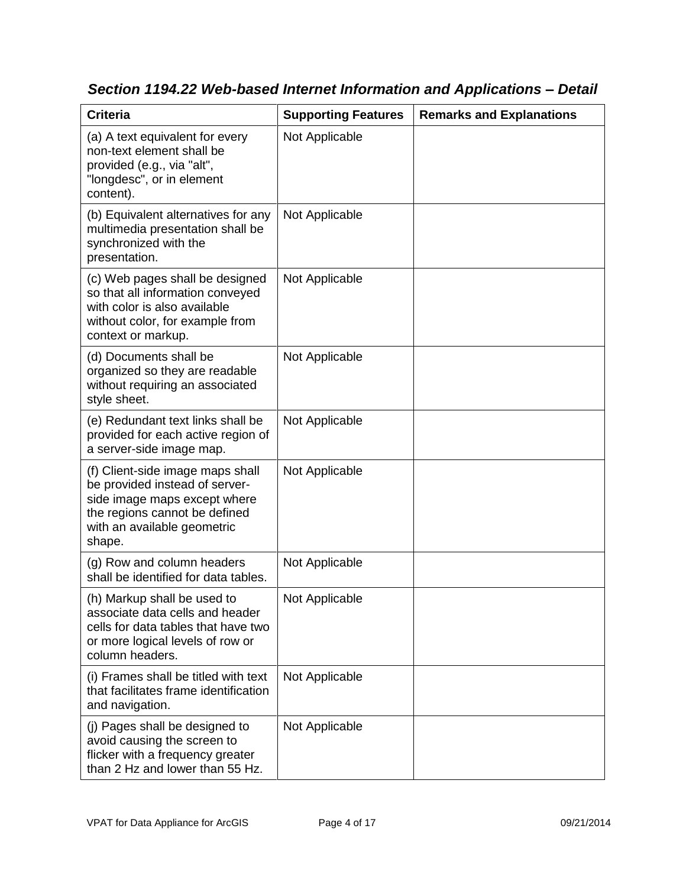## *Section 1194.22 Web-based Internet Information and Applications – Detail*

| Criteria | Supporting Features | Remarks and Explanations |
| --- | --- | --- |
| (a) A text equivalent for every non-text element shall be provided (e.g., via "alt", "longdesc", or in element content). | Not Applicable | |
| (b) Equivalent alternatives for any multimedia presentation shall be synchronized with the presentation. | Not Applicable | |
| (c) Web pages shall be designed so that all information conveyed with color is also available without color, for example from context or markup. | Not Applicable | |
| (d) Documents shall be organized so they are readable without requiring an associated style sheet. | Not Applicable | |
| (e) Redundant text links shall be provided for each active region of a server-side image map. | Not Applicable | |
| (f) Client-side image maps shall be provided instead of server-side image maps except where the regions cannot be defined with an available geometric shape. | Not Applicable | |
| (g) Row and column headers shall be identified for data tables. | Not Applicable | |
| (h) Markup shall be used to associate data cells and header cells for data tables that have two or more logical levels of row or column headers. | Not Applicable | |
| (i) Frames shall be titled with text that facilitates frame identification and navigation. | Not Applicable | |
| (j) Pages shall be designed to avoid causing the screen to flicker with a frequency greater than 2 Hz and lower than 55 Hz. | Not Applicable | |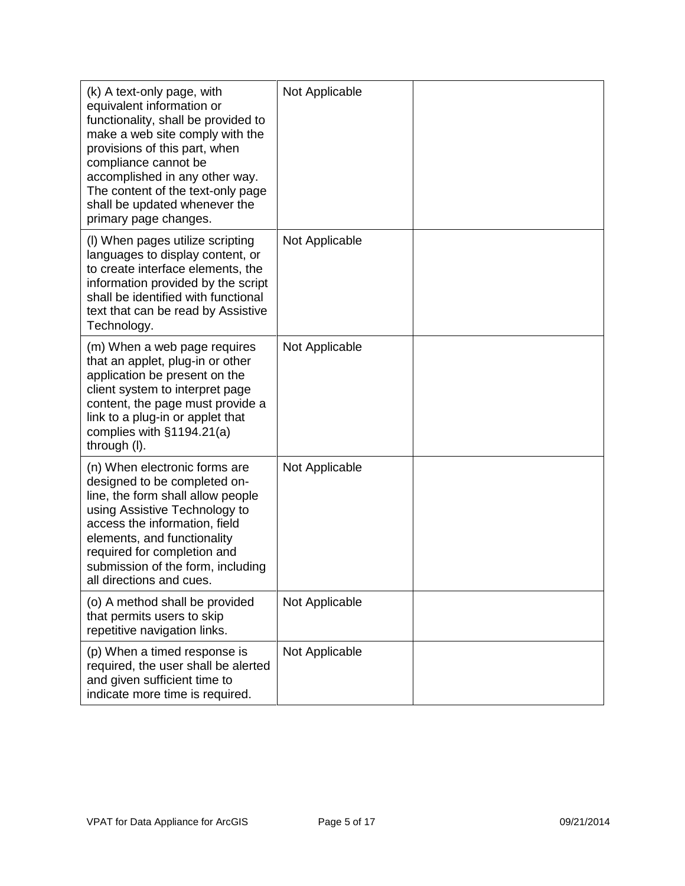| | | |
|---|---|---|
| (k) A text-only page, with equivalent information or functionality, shall be provided to make a web site comply with the provisions of this part, when compliance cannot be accomplished in any other way. The content of the text-only page shall be updated whenever the primary page changes. | Not Applicable | |
| (l) When pages utilize scripting languages to display content, or to create interface elements, the information provided by the script shall be identified with functional text that can be read by Assistive Technology. | Not Applicable | |
| (m) When a web page requires that an applet, plug-in or other application be present on the client system to interpret page content, the page must provide a link to a plug-in or applet that complies with §1194.21(a) through (l). | Not Applicable | |
| (n) When electronic forms are designed to be completed on-line, the form shall allow people using Assistive Technology to access the information, field elements, and functionality required for completion and submission of the form, including all directions and cues. | Not Applicable | |
| (o) A method shall be provided that permits users to skip repetitive navigation links. | Not Applicable | |
| (p) When a timed response is required, the user shall be alerted and given sufficient time to indicate more time is required. | Not Applicable | |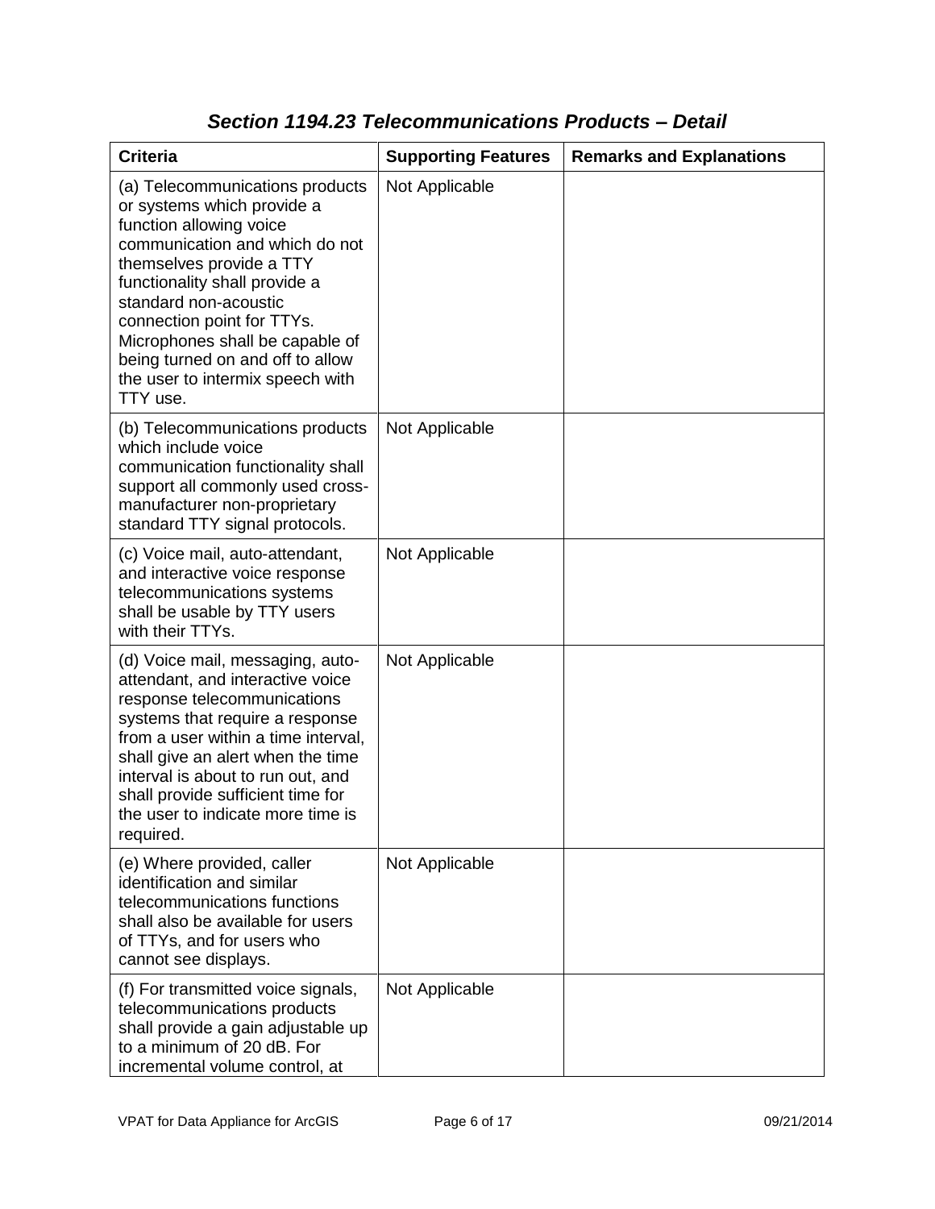### *Section 1194.23 Telecommunications Products – Detail*

| Criteria | Supporting Features | Remarks and Explanations |
|---|---|---|
| (a) Telecommunications products or systems which provide a function allowing voice communication and which do not themselves provide a TTY functionality shall provide a standard non-acoustic connection point for TTYs. Microphones shall be capable of being turned on and off to allow the user to intermix speech with TTY use. | Not Applicable | |
| (b) Telecommunications products which include voice communication functionality shall support all commonly used cross-manufacturer non-proprietary standard TTY signal protocols. | Not Applicable | |
| (c) Voice mail, auto-attendant, and interactive voice response telecommunications systems shall be usable by TTY users with their TTYs. | Not Applicable | |
| (d) Voice mail, messaging, auto-attendant, and interactive voice response telecommunications systems that require a response from a user within a time interval, shall give an alert when the time interval is about to run out, and shall provide sufficient time for the user to indicate more time is required. | Not Applicable | |
| (e) Where provided, caller identification and similar telecommunications functions shall also be available for users of TTYs, and for users who cannot see displays. | Not Applicable | |
| (f) For transmitted voice signals, telecommunications products shall provide a gain adjustable up to a minimum of 20 dB. For incremental volume control, at | Not Applicable | |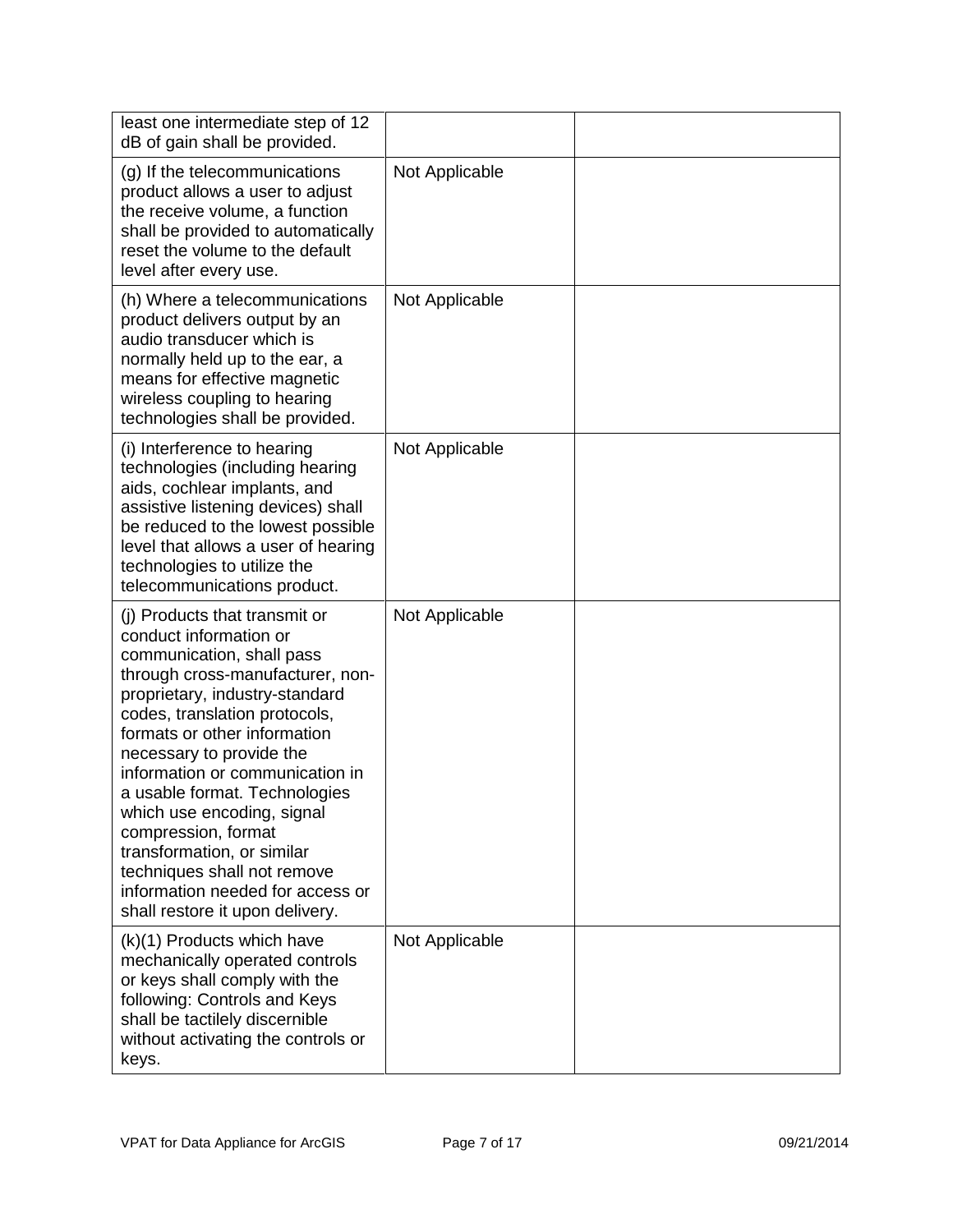| | | |
|---|---|---|
| least one intermediate step of 12 dB of gain shall be provided. | | |
| (g) If the telecommunications product allows a user to adjust the receive volume, a function shall be provided to automatically reset the volume to the default level after every use. | Not Applicable | |
| (h) Where a telecommunications product delivers output by an audio transducer which is normally held up to the ear, a means for effective magnetic wireless coupling to hearing technologies shall be provided. | Not Applicable | |
| (i) Interference to hearing technologies (including hearing aids, cochlear implants, and assistive listening devices) shall be reduced to the lowest possible level that allows a user of hearing technologies to utilize the telecommunications product. | Not Applicable | |
| (j) Products that transmit or conduct information or communication, shall pass through cross-manufacturer, non-proprietary, industry-standard codes, translation protocols, formats or other information necessary to provide the information or communication in a usable format. Technologies which use encoding, signal compression, format transformation, or similar techniques shall not remove information needed for access or shall restore it upon delivery. | Not Applicable | |
| (k)(1) Products which have mechanically operated controls or keys shall comply with the following: Controls and Keys shall be tactilely discernible without activating the controls or keys. | Not Applicable | |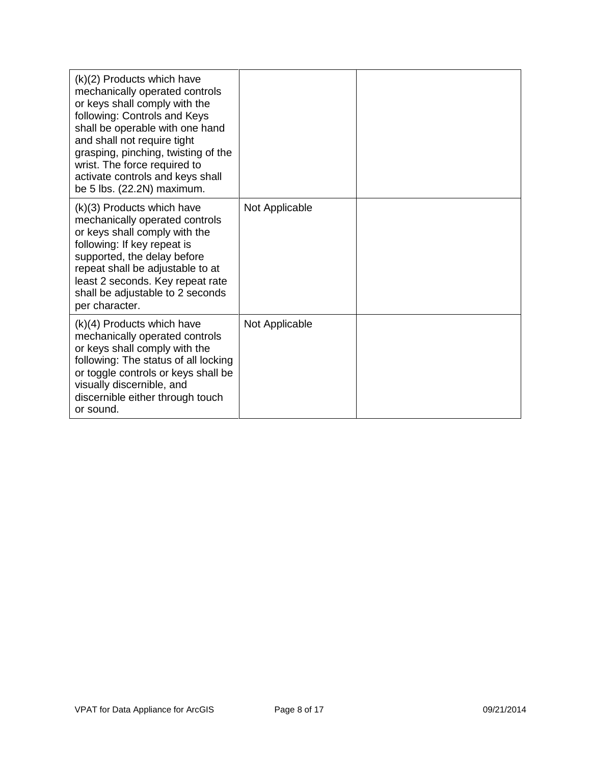| | | |
|---|---|---|
| (k)(2) Products which have mechanically operated controls or keys shall comply with the following: Controls and Keys shall be operable with one hand and shall not require tight grasping, pinching, twisting of the wrist. The force required to activate controls and keys shall be 5 lbs. (22.2N) maximum. | | |
| (k)(3) Products which have mechanically operated controls or keys shall comply with the following: If key repeat is supported, the delay before repeat shall be adjustable to at least 2 seconds. Key repeat rate shall be adjustable to 2 seconds per character. | Not Applicable | |
| (k)(4) Products which have mechanically operated controls or keys shall comply with the following: The status of all locking or toggle controls or keys shall be visually discernible, and discernible either through touch or sound. | Not Applicable | |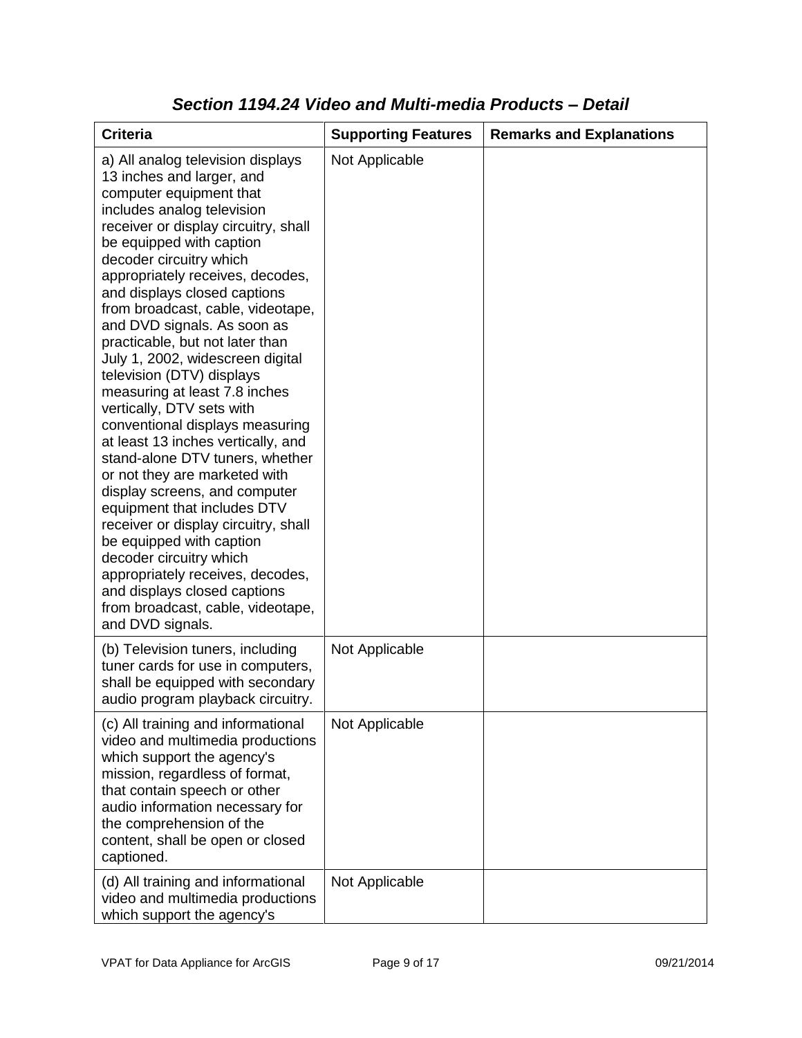## *Section 1194.24 Video and Multi-media Products – Detail*

| Criteria | Supporting Features | Remarks and Explanations |
| --- | --- | --- |
| a) All analog television displays 13 inches and larger, and computer equipment that includes analog television receiver or display circuitry, shall be equipped with caption decoder circuitry which appropriately receives, decodes, and displays closed captions from broadcast, cable, videotape, and DVD signals. As soon as practicable, but not later than July 1, 2002, widescreen digital television (DTV) displays measuring at least 7.8 inches vertically, DTV sets with conventional displays measuring at least 13 inches vertically, and stand-alone DTV tuners, whether or not they are marketed with display screens, and computer equipment that includes DTV receiver or display circuitry, shall be equipped with caption decoder circuitry which appropriately receives, decodes, and displays closed captions from broadcast, cable, videotape, and DVD signals. | Not Applicable | |
| (b) Television tuners, including tuner cards for use in computers, shall be equipped with secondary audio program playback circuitry. | Not Applicable | |
| (c) All training and informational video and multimedia productions which support the agency's mission, regardless of format, that contain speech or other audio information necessary for the comprehension of the content, shall be open or closed captioned. | Not Applicable | |
| (d) All training and informational video and multimedia productions which support the agency's | Not Applicable | |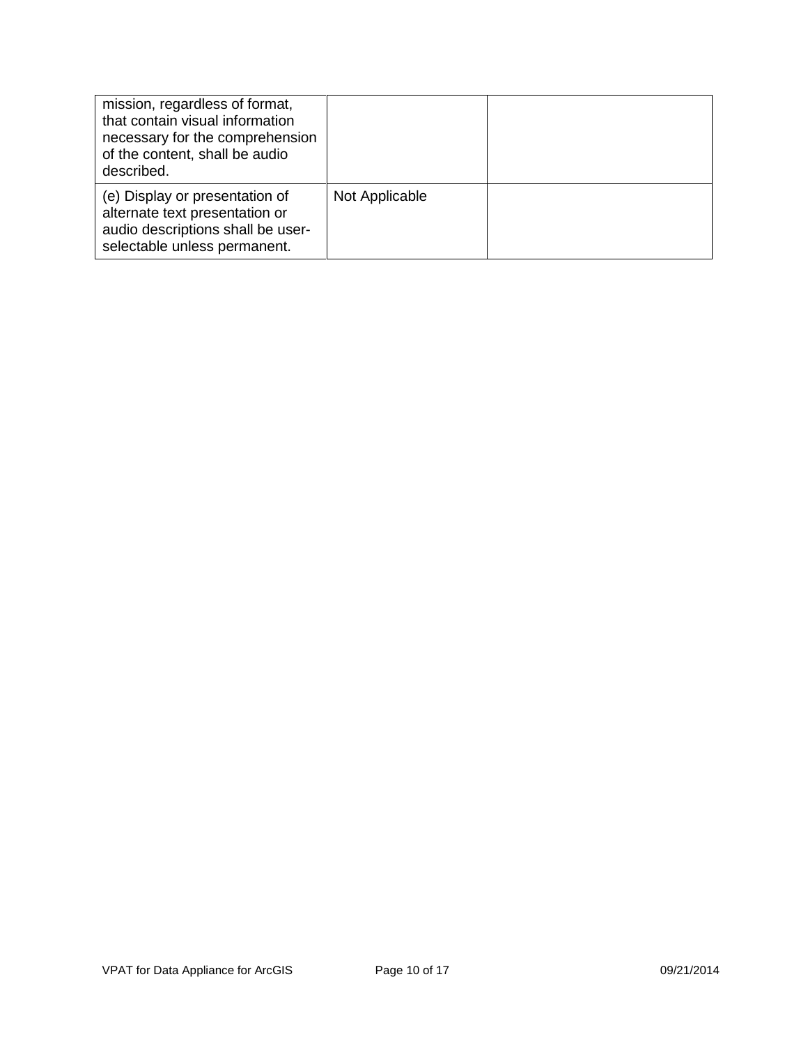| | | |
|---|---|---|
| mission, regardless of format, that contain visual information necessary for the comprehension of the content, shall be audio described. | | |
| (e) Display or presentation of alternate text presentation or audio descriptions shall be user-selectable unless permanent. | Not Applicable | |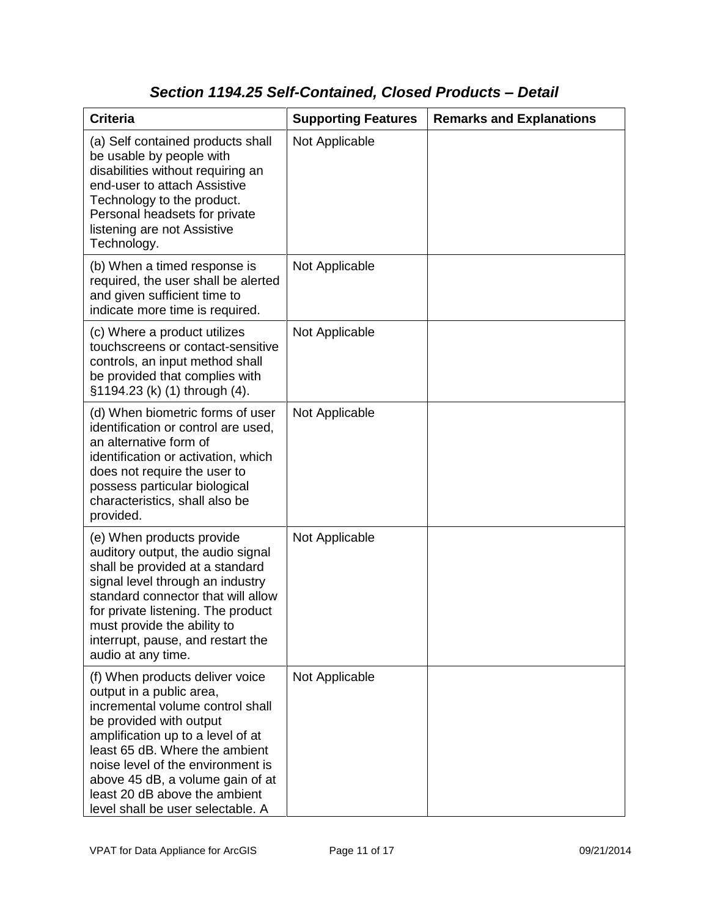## *Section 1194.25 Self-Contained, Closed Products – Detail*

| Criteria | Supporting Features | Remarks and Explanations |
| --- | --- | --- |
| (a) Self contained products shall be usable by people with disabilities without requiring an end-user to attach Assistive Technology to the product. Personal headsets for private listening are not Assistive Technology. | Not Applicable | |
| (b) When a timed response is required, the user shall be alerted and given sufficient time to indicate more time is required. | Not Applicable | |
| (c) Where a product utilizes touchscreens or contact-sensitive controls, an input method shall be provided that complies with §1194.23 (k) (1) through (4). | Not Applicable | |
| (d) When biometric forms of user identification or control are used, an alternative form of identification or activation, which does not require the user to possess particular biological characteristics, shall also be provided. | Not Applicable | |
| (e) When products provide auditory output, the audio signal shall be provided at a standard signal level through an industry standard connector that will allow for private listening. The product must provide the ability to interrupt, pause, and restart the audio at any time. | Not Applicable | |
| (f) When products deliver voice output in a public area, incremental volume control shall be provided with output amplification up to a level of at least 65 dB. Where the ambient noise level of the environment is above 45 dB, a volume gain of at least 20 dB above the ambient level shall be user selectable. A | Not Applicable | |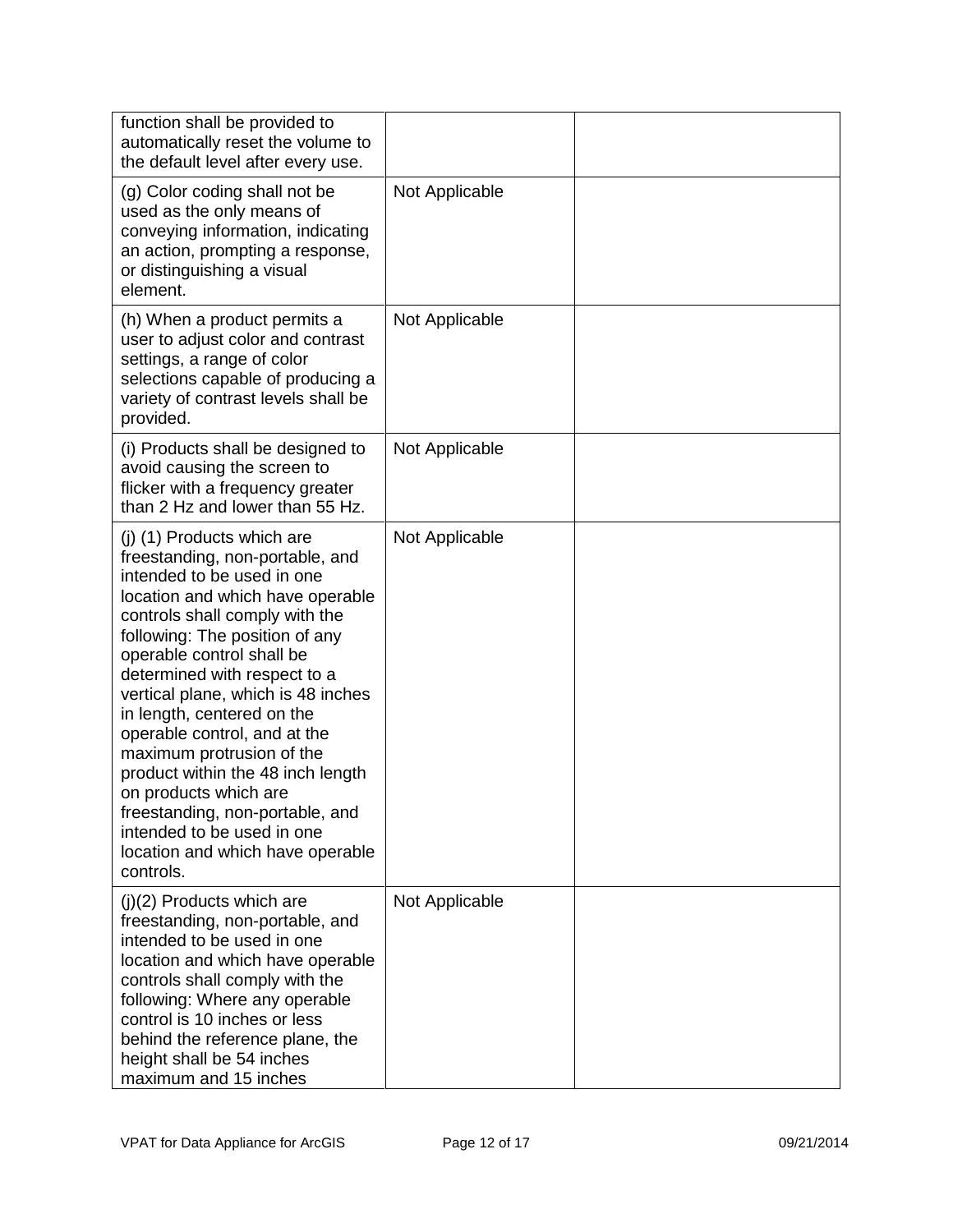| | | |
|---|---|---|
| function shall be provided to automatically reset the volume to the default level after every use. | | |
| (g) Color coding shall not be used as the only means of conveying information, indicating an action, prompting a response, or distinguishing a visual element. | Not Applicable | |
| (h) When a product permits a user to adjust color and contrast settings, a range of color selections capable of producing a variety of contrast levels shall be provided. | Not Applicable | |
| (i) Products shall be designed to avoid causing the screen to flicker with a frequency greater than 2 Hz and lower than 55 Hz. | Not Applicable | |
| (j) (1) Products which are freestanding, non-portable, and intended to be used in one location and which have operable controls shall comply with the following: The position of any operable control shall be determined with respect to a vertical plane, which is 48 inches in length, centered on the operable control, and at the maximum protrusion of the product within the 48 inch length on products which are freestanding, non-portable, and intended to be used in one location and which have operable controls. | Not Applicable | |
| (j)(2) Products which are freestanding, non-portable, and intended to be used in one location and which have operable controls shall comply with the following: Where any operable control is 10 inches or less behind the reference plane, the height shall be 54 inches maximum and 15 inches | Not Applicable | |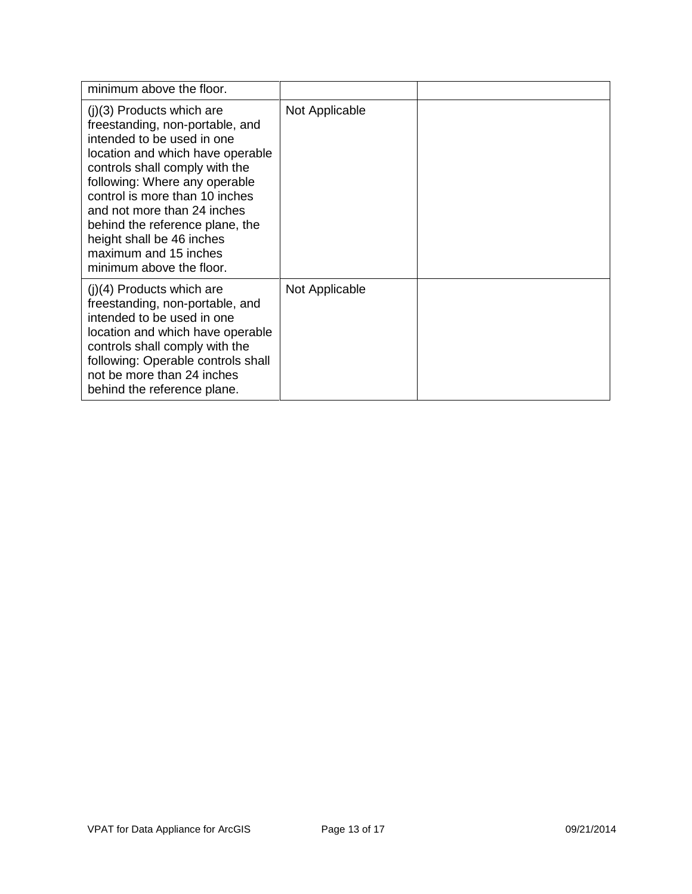| | | |
|---|---|---|
| minimum above the floor. | | |
| (j)(3) Products which are freestanding, non-portable, and intended to be used in one location and which have operable controls shall comply with the following: Where any operable control is more than 10 inches and not more than 24 inches behind the reference plane, the height shall be 46 inches maximum and 15 inches minimum above the floor. | Not Applicable | |
| (j)(4) Products which are freestanding, non-portable, and intended to be used in one location and which have operable controls shall comply with the following: Operable controls shall not be more than 24 inches behind the reference plane. | Not Applicable | |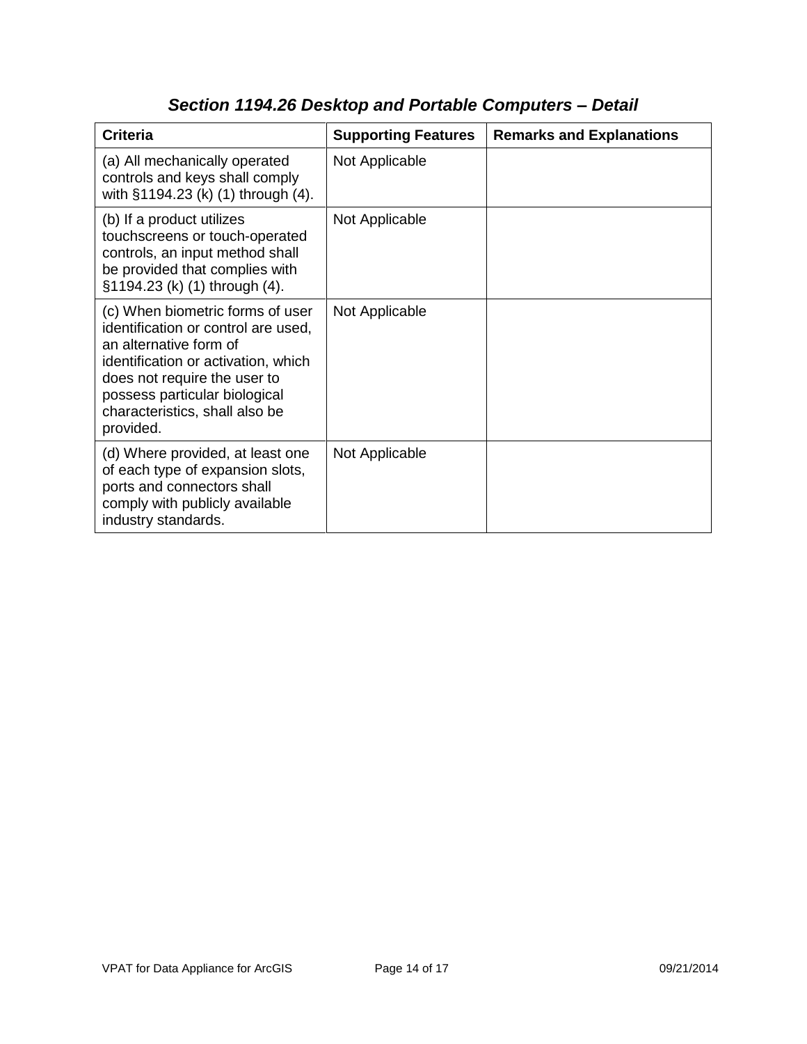### *Section 1194.26 Desktop and Portable Computers – Detail*

| Criteria | Supporting Features | Remarks and Explanations |
|---|---|---|
| (a) All mechanically operated controls and keys shall comply with §1194.23 (k) (1) through (4). | Not Applicable | |
| (b) If a product utilizes touchscreens or touch-operated controls, an input method shall be provided that complies with §1194.23 (k) (1) through (4). | Not Applicable | |
| (c) When biometric forms of user identification or control are used, an alternative form of identification or activation, which does not require the user to possess particular biological characteristics, shall also be provided. | Not Applicable | |
| (d) Where provided, at least one of each type of expansion slots, ports and connectors shall comply with publicly available industry standards. | Not Applicable | |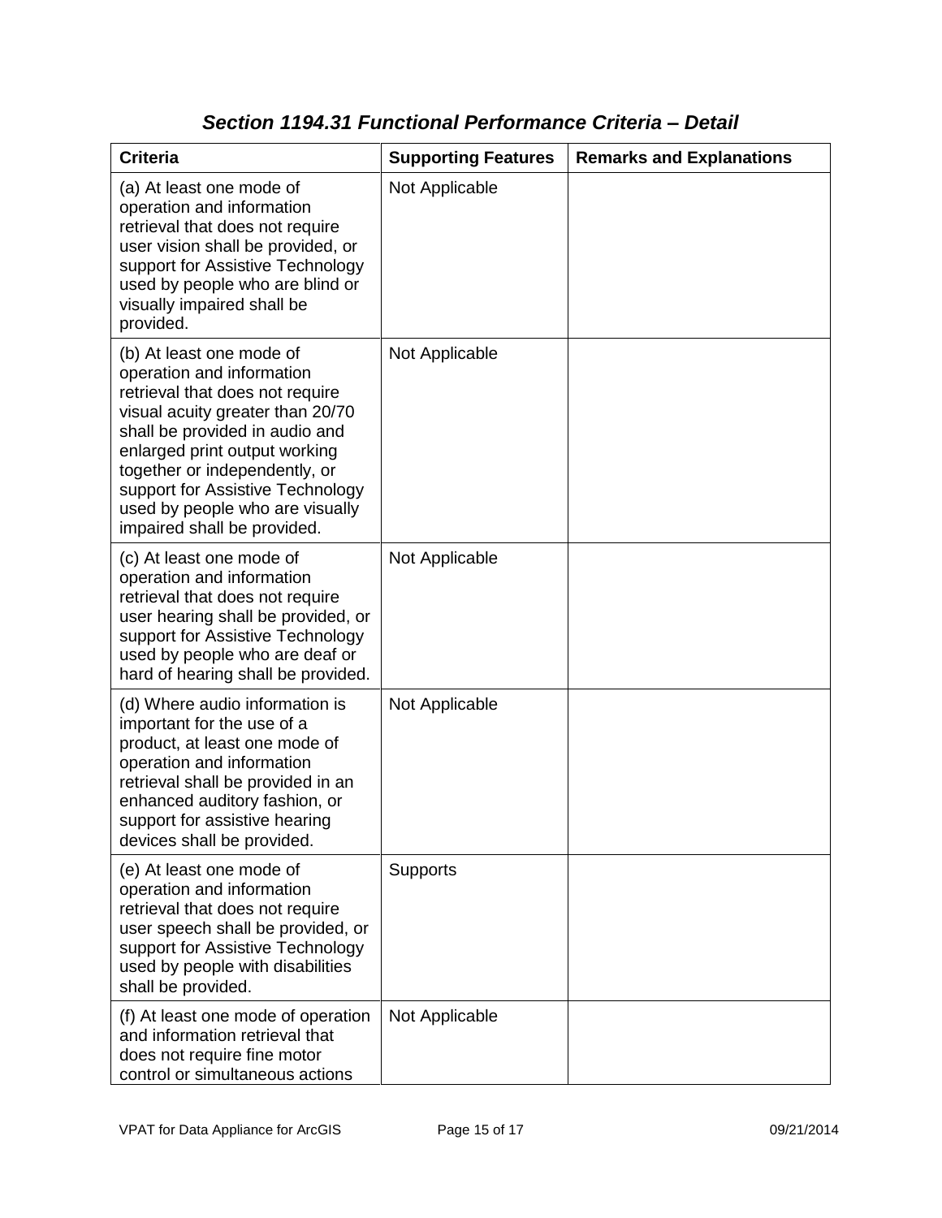## *Section 1194.31 Functional Performance Criteria – Detail*

| Criteria | Supporting Features | Remarks and Explanations |
|---|---|---|
| (a) At least one mode of operation and information retrieval that does not require user vision shall be provided, or support for Assistive Technology used by people who are blind or visually impaired shall be provided. | Not Applicable | |
| (b) At least one mode of operation and information retrieval that does not require visual acuity greater than 20/70 shall be provided in audio and enlarged print output working together or independently, or support for Assistive Technology used by people who are visually impaired shall be provided. | Not Applicable | |
| (c) At least one mode of operation and information retrieval that does not require user hearing shall be provided, or support for Assistive Technology used by people who are deaf or hard of hearing shall be provided. | Not Applicable | |
| (d) Where audio information is important for the use of a product, at least one mode of operation and information retrieval shall be provided in an enhanced auditory fashion, or support for assistive hearing devices shall be provided. | Not Applicable | |
| (e) At least one mode of operation and information retrieval that does not require user speech shall be provided, or support for Assistive Technology used by people with disabilities shall be provided. | Supports | |
| (f) At least one mode of operation and information retrieval that does not require fine motor control or simultaneous actions | Not Applicable | |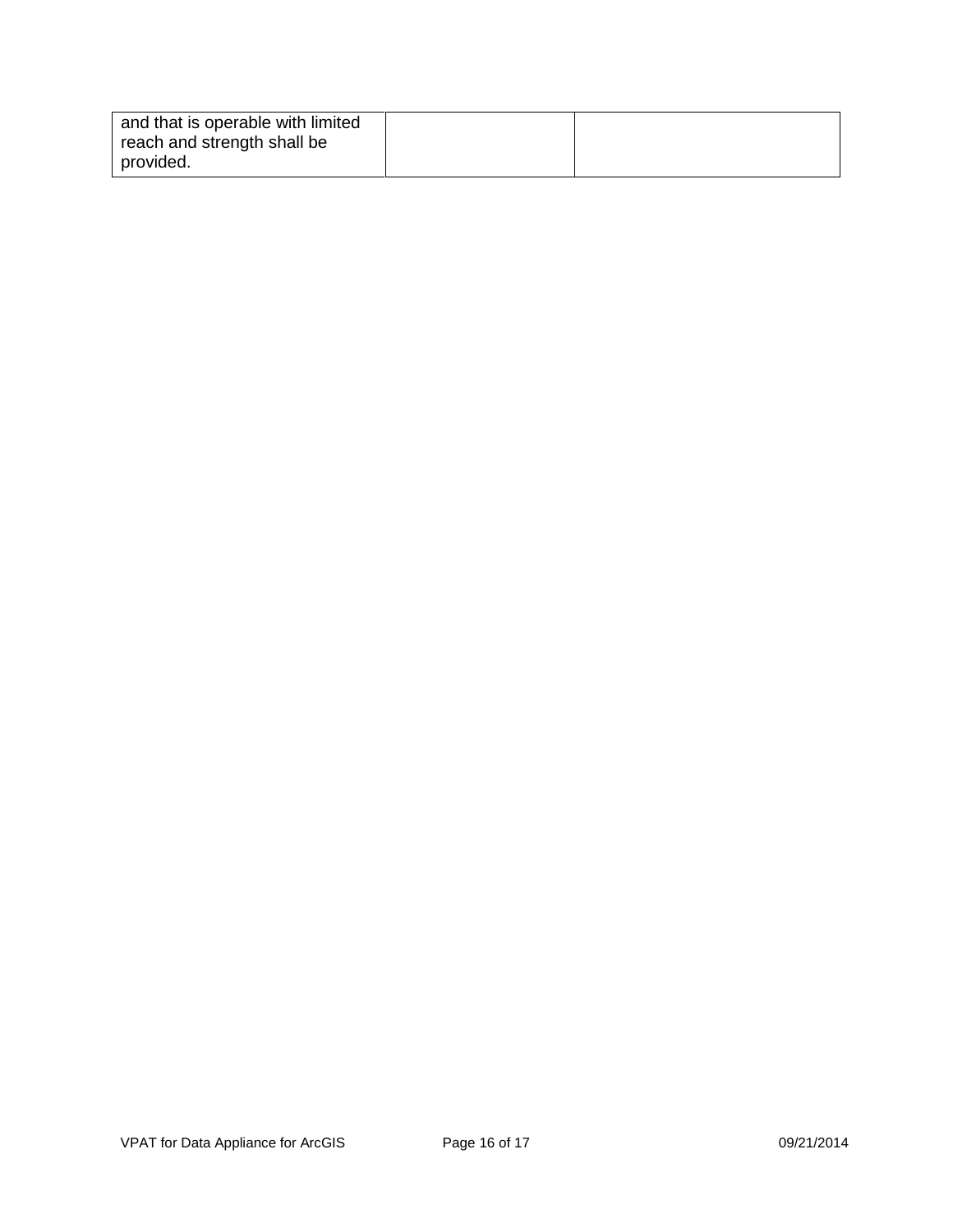| and that is operable with limited reach and strength shall be provided. | | |
|---|---|---|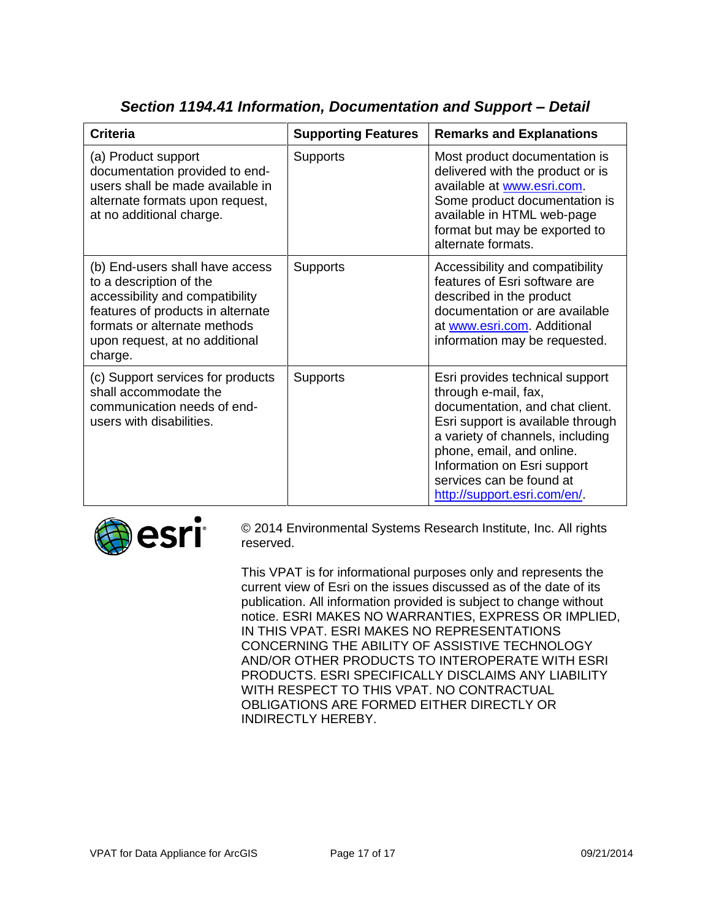## *Section 1194.41 Information, Documentation and Support – Detail*

| Criteria | Supporting Features | Remarks and Explanations |
| --- | --- | --- |
| (a) Product support documentation provided to end-users shall be made available in alternate formats upon request, at no additional charge. | Supports | Most product documentation is delivered with the product or is available at www.esri.com. Some product documentation is available in HTML web-page format but may be exported to alternate formats. |
| (b) End-users shall have access to a description of the accessibility and compatibility features of products in alternate formats or alternate methods upon request, at no additional charge. | Supports | Accessibility and compatibility features of Esri software are described in the product documentation or are available at www.esri.com. Additional information may be requested. |
| (c) Support services for products shall accommodate the communication needs of end-users with disabilities. | Supports | Esri provides technical support through e-mail, fax, documentation, and chat client. Esri support is available through a variety of channels, including phone, email, and online. Information on Esri support services can be found at http://support.esri.com/en/. |

© 2014 Environmental Systems Research Institute, Inc. All rights reserved.

This VPAT is for informational purposes only and represents the current view of Esri on the issues discussed as of the date of its publication. All information provided is subject to change without notice. ESRI MAKES NO WARRANTIES, EXPRESS OR IMPLIED, IN THIS VPAT. ESRI MAKES NO REPRESENTATIONS CONCERNING THE ABILITY OF ASSISTIVE TECHNOLOGY AND/OR OTHER PRODUCTS TO INTEROPERATE WITH ESRI PRODUCTS. ESRI SPECIFICALLY DISCLAIMS ANY LIABILITY WITH RESPECT TO THIS VPAT. NO CONTRACTUAL OBLIGATIONS ARE FORMED EITHER DIRECTLY OR INDIRECTLY HEREBY.